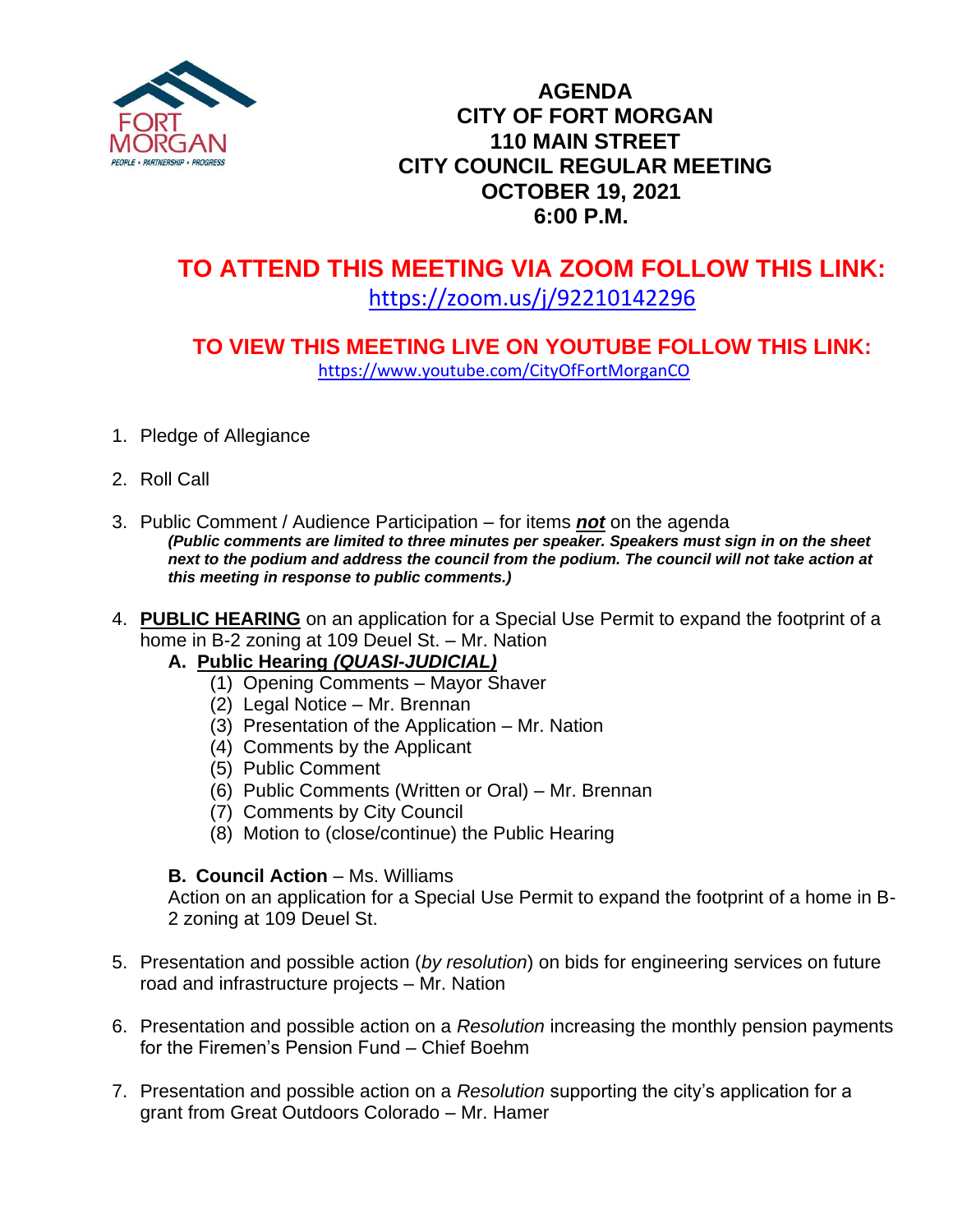# AGENDA
# CITY OF FORT MORGAN
# 110 MAIN STREET
# CITY COUNCIL REGULAR MEETING
# OCTOBER 19, 2021
# 6:00 P.M.

## TO ATTEND THIS MEETING VIA ZOOM FOLLOW THIS LINK:
https://zoom.us/j/92210142296

### TO VIEW THIS MEETING LIVE ON YOUTUBE FOLLOW THIS LINK:
https://www.youtube.com/CityOfFortMorganCO

1. Pledge of Allegiance

2. Roll Call

3. Public Comment / Audience Participation – for items ***not*** on the agenda
   ***(Public comments are limited to three minutes per speaker. Speakers must sign in on the sheet next to the podium and address the council from the podium. The council will not take action at this meeting in response to public comments.)***

4. **PUBLIC HEARING** on an application for a Special Use Permit to expand the footprint of a home in B-2 zoning at 109 Deuel St. – Mr. Nation
   **A. Public Hearing *(QUASI-JUDICIAL)***
      (1) Opening Comments – Mayor Shaver
      (2) Legal Notice – Mr. Brennan
      (3) Presentation of the Application – Mr. Nation
      (4) Comments by the Applicant
      (5) Public Comment
      (6) Public Comments (Written or Oral) – Mr. Brennan
      (7) Comments by City Council
      (8) Motion to (close/continue) the Public Hearing

   **B. Council Action** – Ms. Williams
   Action on an application for a Special Use Permit to expand the footprint of a home in B-2 zoning at 109 Deuel St.

5. Presentation and possible action (*by resolution*) on bids for engineering services on future road and infrastructure projects – Mr. Nation

6. Presentation and possible action on a *Resolution* increasing the monthly pension payments for the Firemen's Pension Fund – Chief Boehm

7. Presentation and possible action on a *Resolution* supporting the city's application for a grant from Great Outdoors Colorado – Mr. Hamer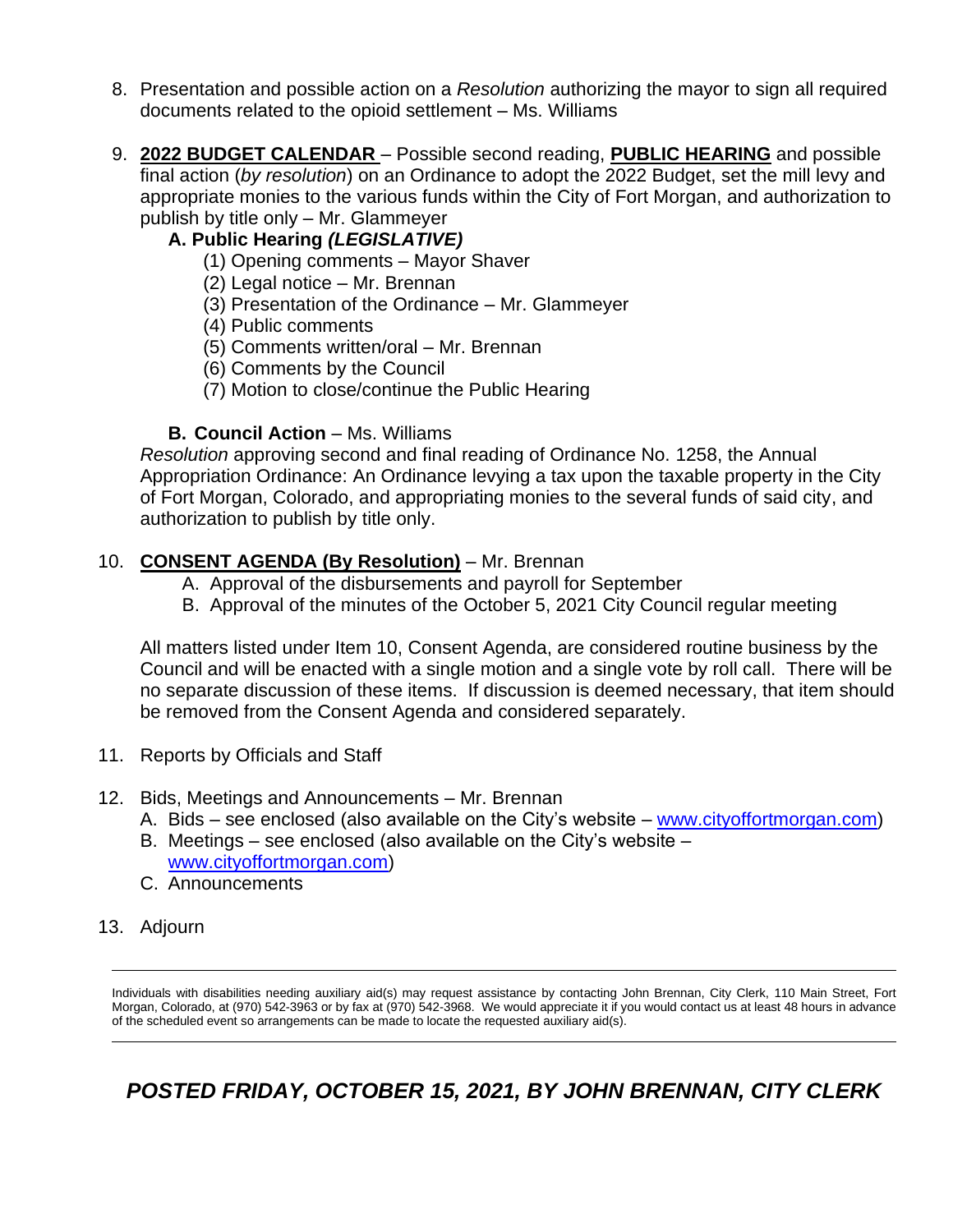8. Presentation and possible action on a *Resolution* authorizing the mayor to sign all required documents related to the opioid settlement – Ms. Williams

9. **2022 BUDGET CALENDAR** – Possible second reading, **PUBLIC HEARING** and possible final action (*by resolution*) on an Ordinance to adopt the 2022 Budget, set the mill levy and appropriate monies to the various funds within the City of Fort Morgan, and authorization to publish by title only – Mr. Glammeyer

   **A. Public Hearing *(LEGISLATIVE)***

   (1) Opening comments – Mayor Shaver
   (2) Legal notice – Mr. Brennan
   (3) Presentation of the Ordinance – Mr. Glammeyer
   (4) Public comments
   (5) Comments written/oral – Mr. Brennan
   (6) Comments by the Council
   (7) Motion to close/continue the Public Hearing

   **B. Council Action** – Ms. Williams

   *Resolution* approving second and final reading of Ordinance No. 1258, the Annual Appropriation Ordinance: An Ordinance levying a tax upon the taxable property in the City of Fort Morgan, Colorado, and appropriating monies to the several funds of said city, and authorization to publish by title only.

10. **CONSENT AGENDA (By Resolution)** – Mr. Brennan

    A. Approval of the disbursements and payroll for September
    B. Approval of the minutes of the October 5, 2021 City Council regular meeting

    All matters listed under Item 10, Consent Agenda, are considered routine business by the Council and will be enacted with a single motion and a single vote by roll call. There will be no separate discussion of these items. If discussion is deemed necessary, that item should be removed from the Consent Agenda and considered separately.

11. Reports by Officials and Staff

12. Bids, Meetings and Announcements – Mr. Brennan

    A. Bids – see enclosed (also available on the City's website – www.cityoffortmorgan.com)
    B. Meetings – see enclosed (also available on the City's website – www.cityoffortmorgan.com)
    C. Announcements

13. Adjourn

---

Individuals with disabilities needing auxiliary aid(s) may request assistance by contacting John Brennan, City Clerk, 110 Main Street, Fort Morgan, Colorado, at (970) 542-3963 or by fax at (970) 542-3968. We would appreciate it if you would contact us at least 48 hours in advance of the scheduled event so arrangements can be made to locate the requested auxiliary aid(s).

---

***POSTED FRIDAY, OCTOBER 15, 2021, BY JOHN BRENNAN, CITY CLERK***